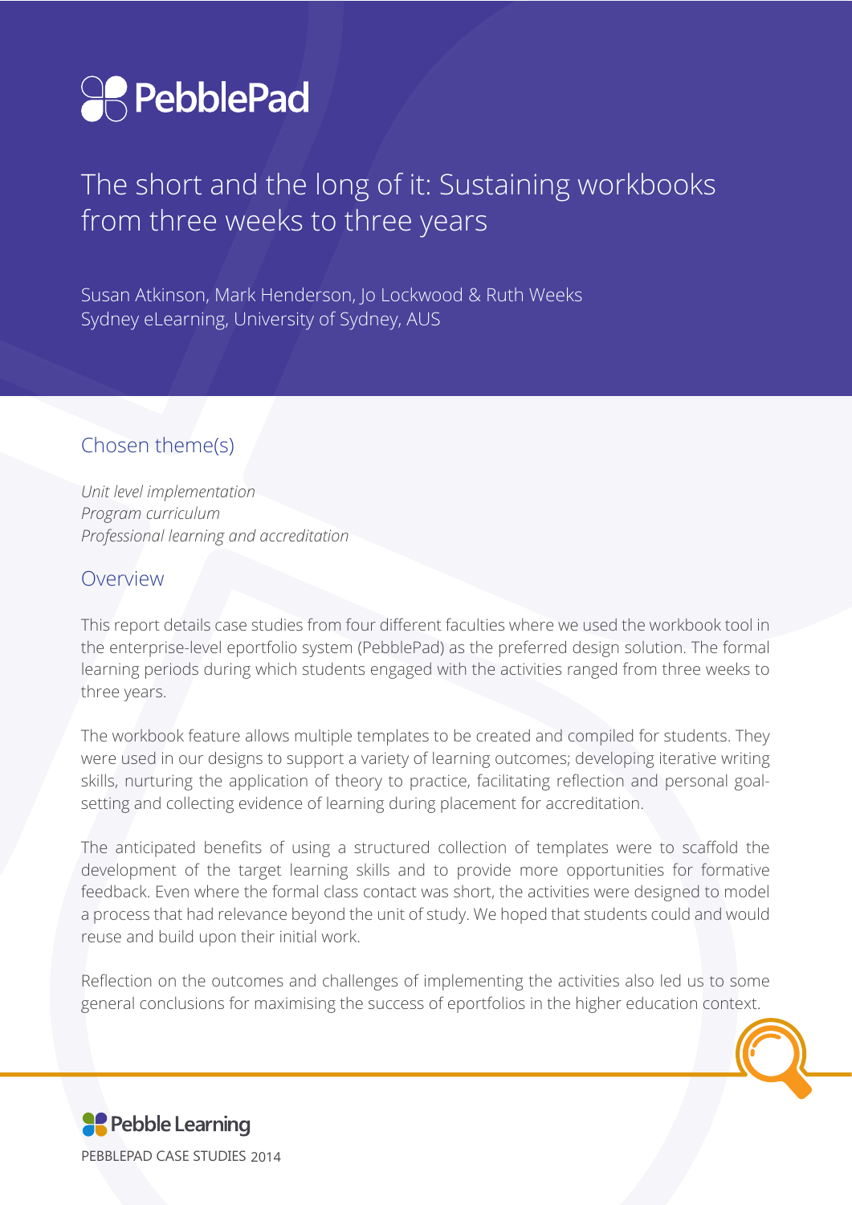PebblePad

# The short and the long of it: Sustaining workbooks from three weeks to three years

Susan Atkinson, Mark Henderson, Jo Lockwood & Ruth Weeks
Sydney eLearning, University of Sydney, AUS

## Chosen theme(s)

*Unit level implementation*
*Program curriculum*
*Professional learning and accreditation*

## Overview

This report details case studies from four different faculties where we used the workbook tool in the enterprise-level eportfolio system (PebblePad) as the preferred design solution. The formal learning periods during which students engaged with the activities ranged from three weeks to three years.

The workbook feature allows multiple templates to be created and compiled for students. They were used in our designs to support a variety of learning outcomes; developing iterative writing skills, nurturing the application of theory to practice, facilitating reflection and personal goal-setting and collecting evidence of learning during placement for accreditation.

The anticipated benefits of using a structured collection of templates were to scaffold the development of the target learning skills and to provide more opportunities for formative feedback. Even where the formal class contact was short, the activities were designed to model a process that had relevance beyond the unit of study. We hoped that students could and would reuse and build upon their initial work.

Reflection on the outcomes and challenges of implementing the activities also led us to some general conclusions for maximising the success of eportfolios in the higher education context.

Pebble Learning
PEBBLEPAD CASE STUDIES 2014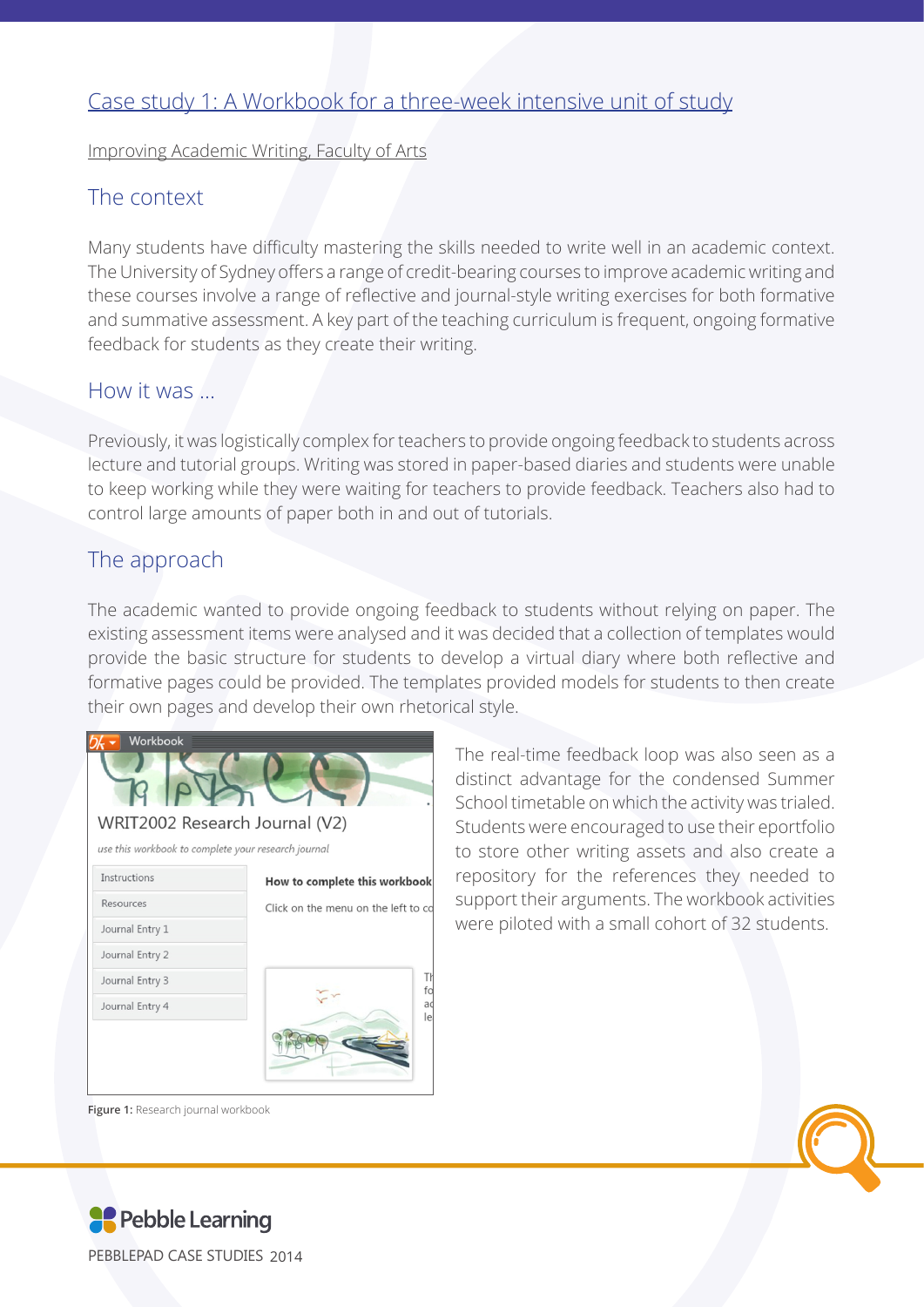## Case study 1: A Workbook for a three-week intensive unit of study

Improving Academic Writing, Faculty of Arts

### The context

Many students have difficulty mastering the skills needed to write well in an academic context. The University of Sydney offers a range of credit-bearing courses to improve academic writing and these courses involve a range of reflective and journal-style writing exercises for both formative and summative assessment. A key part of the teaching curriculum is frequent, ongoing formative feedback for students as they create their writing.

### How it was ...

Previously, it was logistically complex for teachers to provide ongoing feedback to students across lecture and tutorial groups. Writing was stored in paper-based diaries and students were unable to keep working while they were waiting for teachers to provide feedback. Teachers also had to control large amounts of paper both in and out of tutorials.

### The approach

The academic wanted to provide ongoing feedback to students without relying on paper. The existing assessment items were analysed and it was decided that a collection of templates would provide the basic structure for students to develop a virtual diary where both reflective and formative pages could be provided. The templates provided models for students to then create their own pages and develop their own rhetorical style.

**Figure 1:** Research journal workbook

The real-time feedback loop was also seen as a distinct advantage for the condensed Summer School timetable on which the activity was trialed. Students were encouraged to use their eportfolio to store other writing assets and also create a repository for the references they needed to support their arguments. The workbook activities were piloted with a small cohort of 32 students.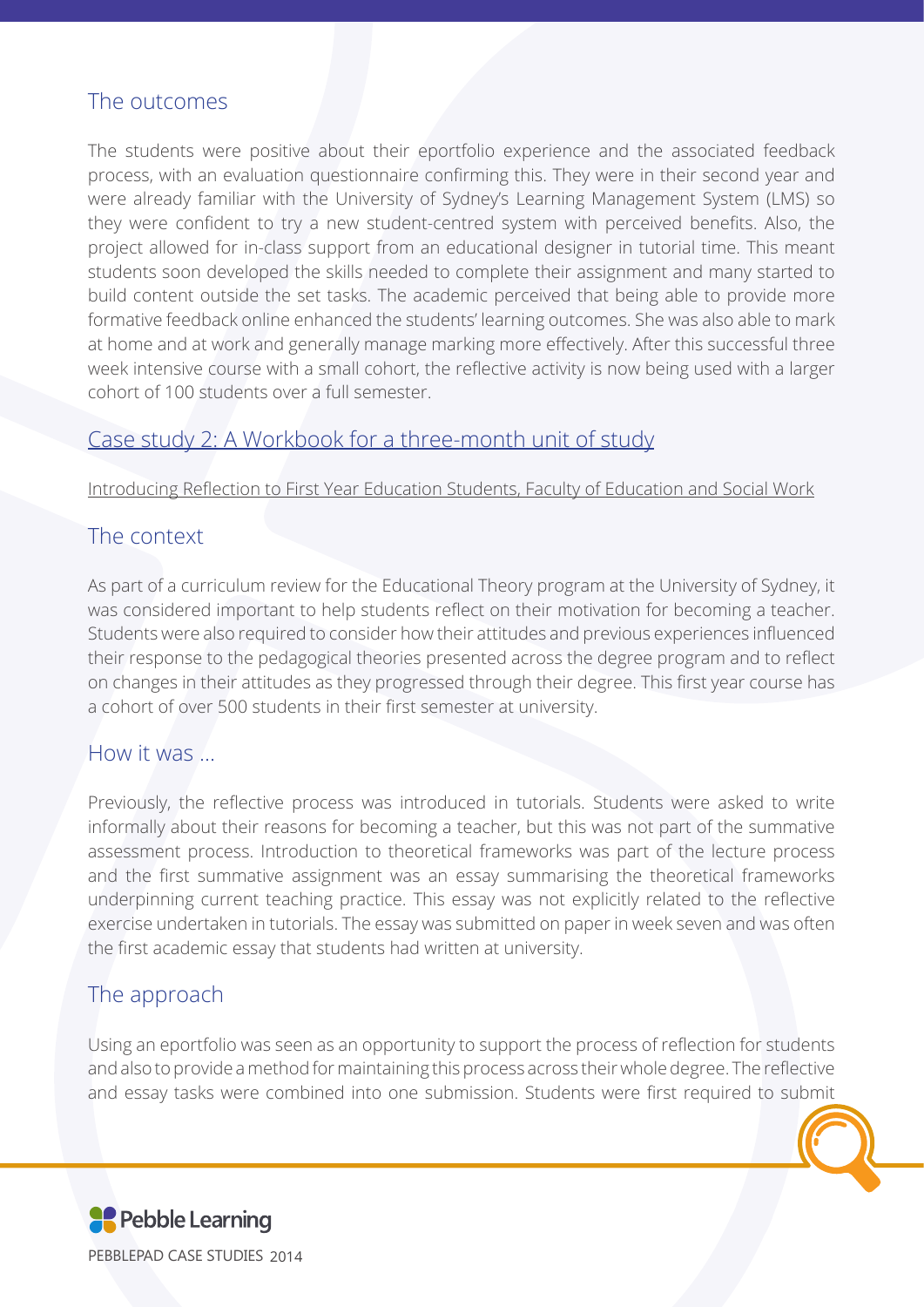## The outcomes

The students were positive about their eportfolio experience and the associated feedback process, with an evaluation questionnaire confirming this. They were in their second year and were already familiar with the University of Sydney's Learning Management System (LMS) so they were confident to try a new student-centred system with perceived benefits. Also, the project allowed for in-class support from an educational designer in tutorial time. This meant students soon developed the skills needed to complete their assignment and many started to build content outside the set tasks. The academic perceived that being able to provide more formative feedback online enhanced the students' learning outcomes. She was also able to mark at home and at work and generally manage marking more effectively. After this successful three week intensive course with a small cohort, the reflective activity is now being used with a larger cohort of 100 students over a full semester.

## Case study 2: A Workbook for a three-month unit of study

Introducing Reflection to First Year Education Students, Faculty of Education and Social Work

## The context

As part of a curriculum review for the Educational Theory program at the University of Sydney, it was considered important to help students reflect on their motivation for becoming a teacher. Students were also required to consider how their attitudes and previous experiences influenced their response to the pedagogical theories presented across the degree program and to reflect on changes in their attitudes as they progressed through their degree. This first year course has a cohort of over 500 students in their first semester at university.

## How it was ...

Previously, the reflective process was introduced in tutorials. Students were asked to write informally about their reasons for becoming a teacher, but this was not part of the summative assessment process. Introduction to theoretical frameworks was part of the lecture process and the first summative assignment was an essay summarising the theoretical frameworks underpinning current teaching practice. This essay was not explicitly related to the reflective exercise undertaken in tutorials. The essay was submitted on paper in week seven and was often the first academic essay that students had written at university.

## The approach

Using an eportfolio was seen as an opportunity to support the process of reflection for students and also to provide a method for maintaining this process across their whole degree. The reflective and essay tasks were combined into one submission. Students were first required to submit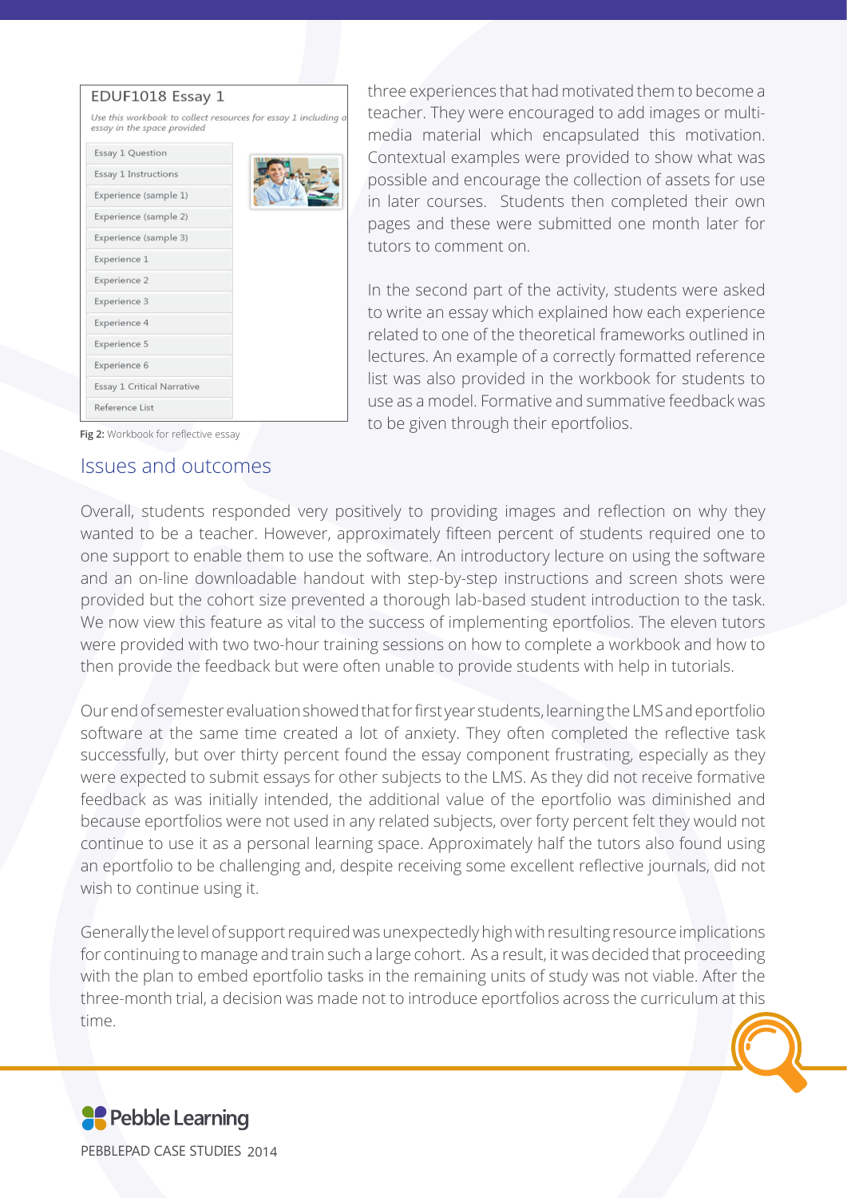EDUF1018 Essay 1

*Use this workbook to collect resources for essay 1 including a essay in the space provided*

- Essay 1 Question
- Essay 1 Instructions
- Experience (sample 1)
- Experience (sample 2)
- Experience (sample 3)
- Experience 1
- Experience 2
- Experience 3
- Experience 4
- Experience 5
- Experience 6
- Essay 1 Critical Narrative
- Reference List

**Fig 2:** Workbook for reflective essay

three experiences that had motivated them to become a teacher. They were encouraged to add images or multi-media material which encapsulated this motivation. Contextual examples were provided to show what was possible and encourage the collection of assets for use in later courses. Students then completed their own pages and these were submitted one month later for tutors to comment on.

In the second part of the activity, students were asked to write an essay which explained how each experience related to one of the theoretical frameworks outlined in lectures. An example of a correctly formatted reference list was also provided in the workbook for students to use as a model. Formative and summative feedback was to be given through their eportfolios.

## Issues and outcomes

Overall, students responded very positively to providing images and reflection on why they wanted to be a teacher. However, approximately fifteen percent of students required one to one support to enable them to use the software. An introductory lecture on using the software and an on-line downloadable handout with step-by-step instructions and screen shots were provided but the cohort size prevented a thorough lab-based student introduction to the task. We now view this feature as vital to the success of implementing eportfolios. The eleven tutors were provided with two two-hour training sessions on how to complete a workbook and how to then provide the feedback but were often unable to provide students with help in tutorials.

Our end of semester evaluation showed that for first year students, learning the LMS and eportfolio software at the same time created a lot of anxiety. They often completed the reflective task successfully, but over thirty percent found the essay component frustrating, especially as they were expected to submit essays for other subjects to the LMS. As they did not receive formative feedback as was initially intended, the additional value of the eportfolio was diminished and because eportfolios were not used in any related subjects, over forty percent felt they would not continue to use it as a personal learning space. Approximately half the tutors also found using an eportfolio to be challenging and, despite receiving some excellent reflective journals, did not wish to continue using it.

Generally the level of support required was unexpectedly high with resulting resource implications for continuing to manage and train such a large cohort. As a result, it was decided that proceeding with the plan to embed eportfolio tasks in the remaining units of study was not viable. After the three-month trial, a decision was made not to introduce eportfolios across the curriculum at this time.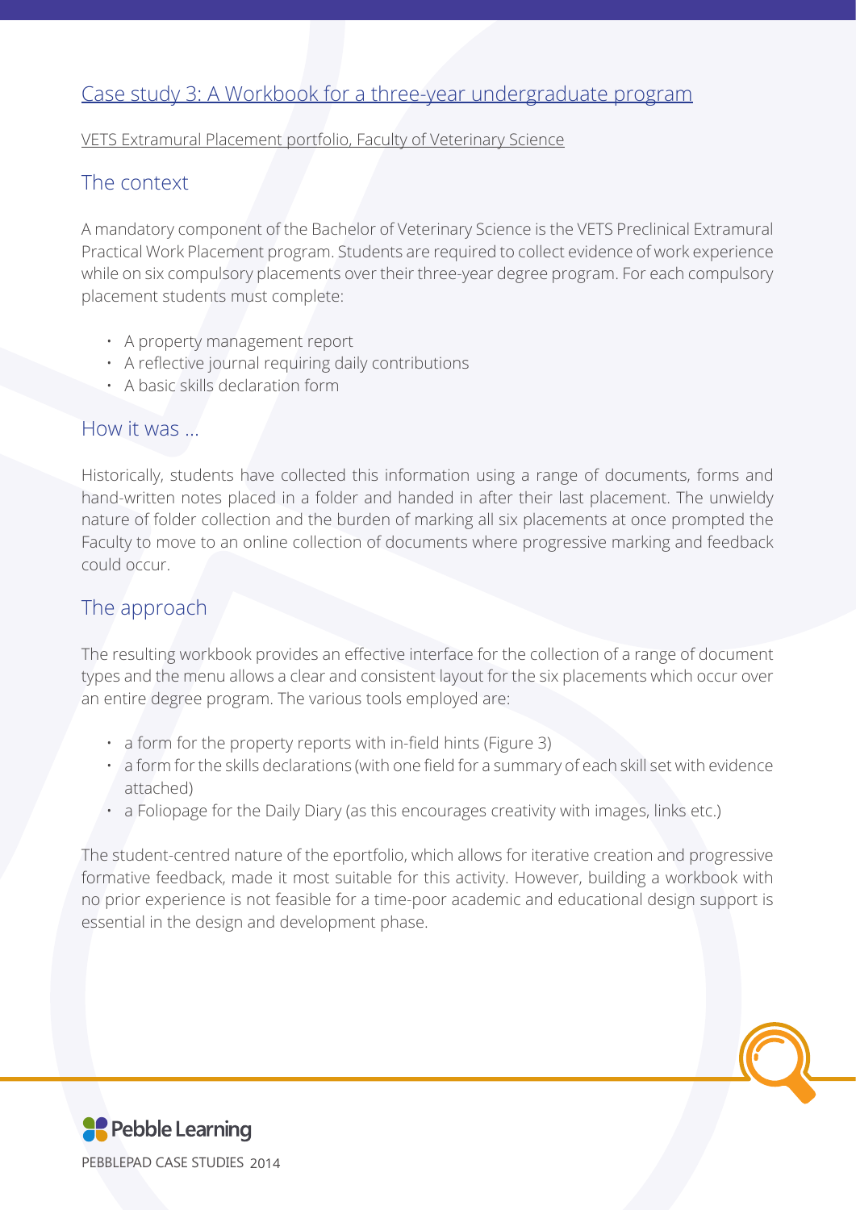## Case study 3: A Workbook for a three-year undergraduate program

VETS Extramural Placement portfolio, Faculty of Veterinary Science

### The context

A mandatory component of the Bachelor of Veterinary Science is the VETS Preclinical Extramural Practical Work Placement program. Students are required to collect evidence of work experience while on six compulsory placements over their three-year degree program. For each compulsory placement students must complete:

- A property management report
- A reflective journal requiring daily contributions
- A basic skills declaration form

### How it was ...

Historically, students have collected this information using a range of documents, forms and hand-written notes placed in a folder and handed in after their last placement. The unwieldy nature of folder collection and the burden of marking all six placements at once prompted the Faculty to move to an online collection of documents where progressive marking and feedback could occur.

### The approach

The resulting workbook provides an effective interface for the collection of a range of document types and the menu allows a clear and consistent layout for the six placements which occur over an entire degree program. The various tools employed are:

- a form for the property reports with in-field hints (Figure 3)
- a form for the skills declarations (with one field for a summary of each skill set with evidence attached)
- a Foliopage for the Daily Diary (as this encourages creativity with images, links etc.)

The student-centred nature of the eportfolio, which allows for iterative creation and progressive formative feedback, made it most suitable for this activity. However, building a workbook with no prior experience is not feasible for a time-poor academic and educational design support is essential in the design and development phase.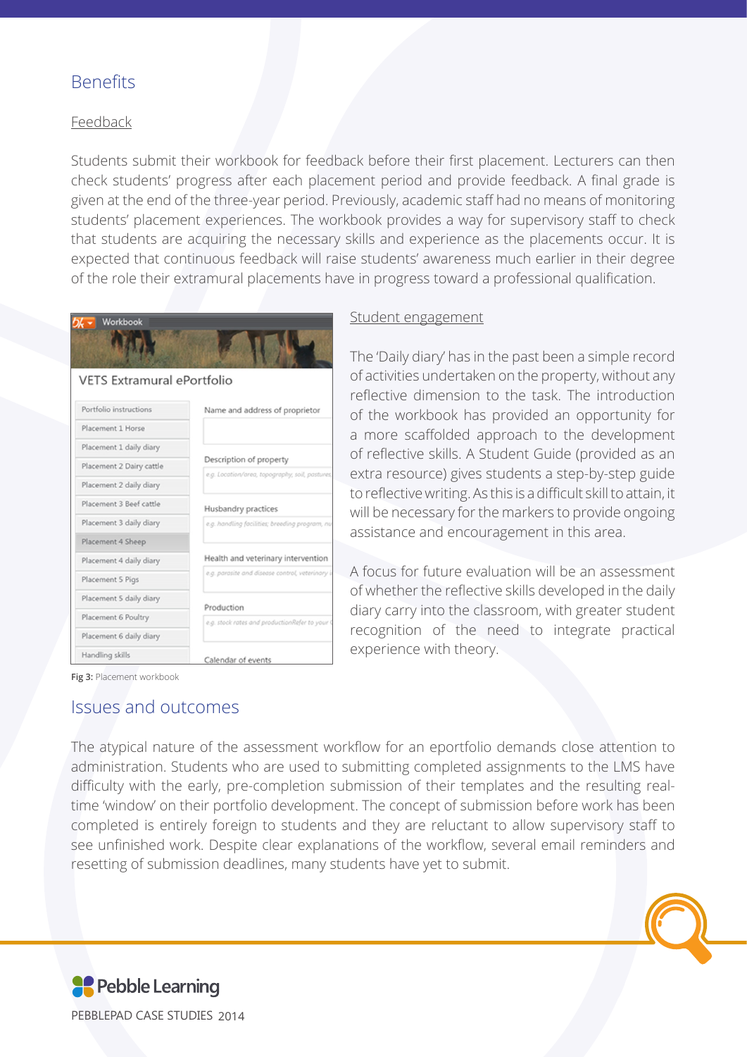## Benefits

### Feedback

Students submit their workbook for feedback before their first placement. Lecturers can then check students' progress after each placement period and provide feedback. A final grade is given at the end of the three-year period. Previously, academic staff had no means of monitoring students' placement experiences. The workbook provides a way for supervisory staff to check that students are acquiring the necessary skills and experience as the placements occur. It is expected that continuous feedback will raise students' awareness much earlier in their degree of the role their extramural placements have in progress toward a professional qualification.

**Fig 3:** Placement workbook

### Student engagement

The 'Daily diary' has in the past been a simple record of activities undertaken on the property, without any reflective dimension to the task. The introduction of the workbook has provided an opportunity for a more scaffolded approach to the development of reflective skills. A Student Guide (provided as an extra resource) gives students a step-by-step guide to reflective writing. As this is a difficult skill to attain, it will be necessary for the markers to provide ongoing assistance and encouragement in this area.

A focus for future evaluation will be an assessment of whether the reflective skills developed in the daily diary carry into the classroom, with greater student recognition of the need to integrate practical experience with theory.

## Issues and outcomes

The atypical nature of the assessment workflow for an eportfolio demands close attention to administration. Students who are used to submitting completed assignments to the LMS have difficulty with the early, pre-completion submission of their templates and the resulting real-time 'window' on their portfolio development. The concept of submission before work has been completed is entirely foreign to students and they are reluctant to allow supervisory staff to see unfinished work. Despite clear explanations of the workflow, several email reminders and resetting of submission deadlines, many students have yet to submit.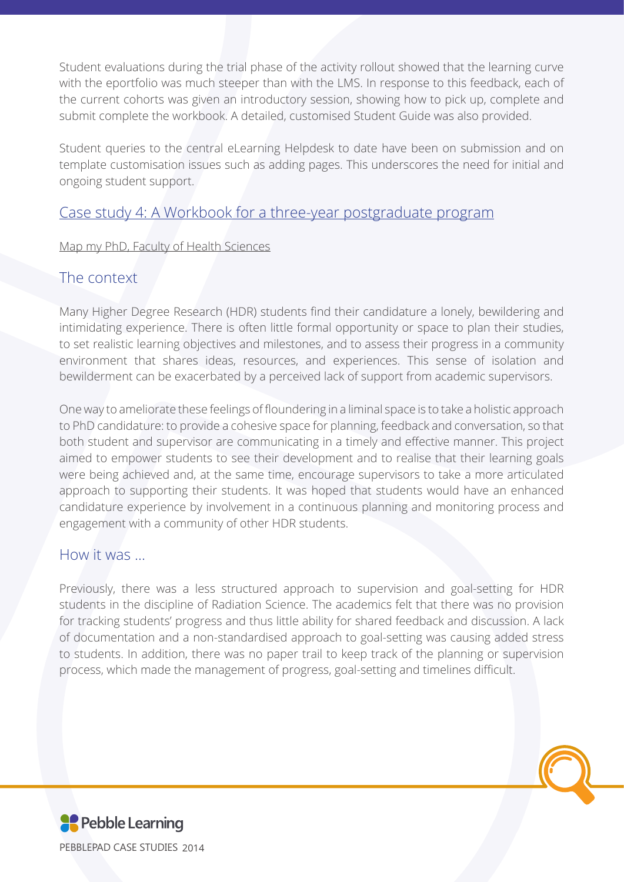Student evaluations during the trial phase of the activity rollout showed that the learning curve with the eportfolio was much steeper than with the LMS. In response to this feedback, each of the current cohorts was given an introductory session, showing how to pick up, complete and submit complete the workbook. A detailed, customised Student Guide was also provided.

Student queries to the central eLearning Helpdesk to date have been on submission and on template customisation issues such as adding pages. This underscores the need for initial and ongoing student support.

## Case study 4: A Workbook for a three-year postgraduate program

Map my PhD, Faculty of Health Sciences

### The context

Many Higher Degree Research (HDR) students find their candidature a lonely, bewildering and intimidating experience. There is often little formal opportunity or space to plan their studies, to set realistic learning objectives and milestones, and to assess their progress in a community environment that shares ideas, resources, and experiences. This sense of isolation and bewilderment can be exacerbated by a perceived lack of support from academic supervisors.

One way to ameliorate these feelings of floundering in a liminal space is to take a holistic approach to PhD candidature: to provide a cohesive space for planning, feedback and conversation, so that both student and supervisor are communicating in a timely and effective manner. This project aimed to empower students to see their development and to realise that their learning goals were being achieved and, at the same time, encourage supervisors to take a more articulated approach to supporting their students. It was hoped that students would have an enhanced candidature experience by involvement in a continuous planning and monitoring process and engagement with a community of other HDR students.

### How it was ...

Previously, there was a less structured approach to supervision and goal-setting for HDR students in the discipline of Radiation Science. The academics felt that there was no provision for tracking students' progress and thus little ability for shared feedback and discussion. A lack of documentation and a non-standardised approach to goal-setting was causing added stress to students. In addition, there was no paper trail to keep track of the planning or supervision process, which made the management of progress, goal-setting and timelines difficult.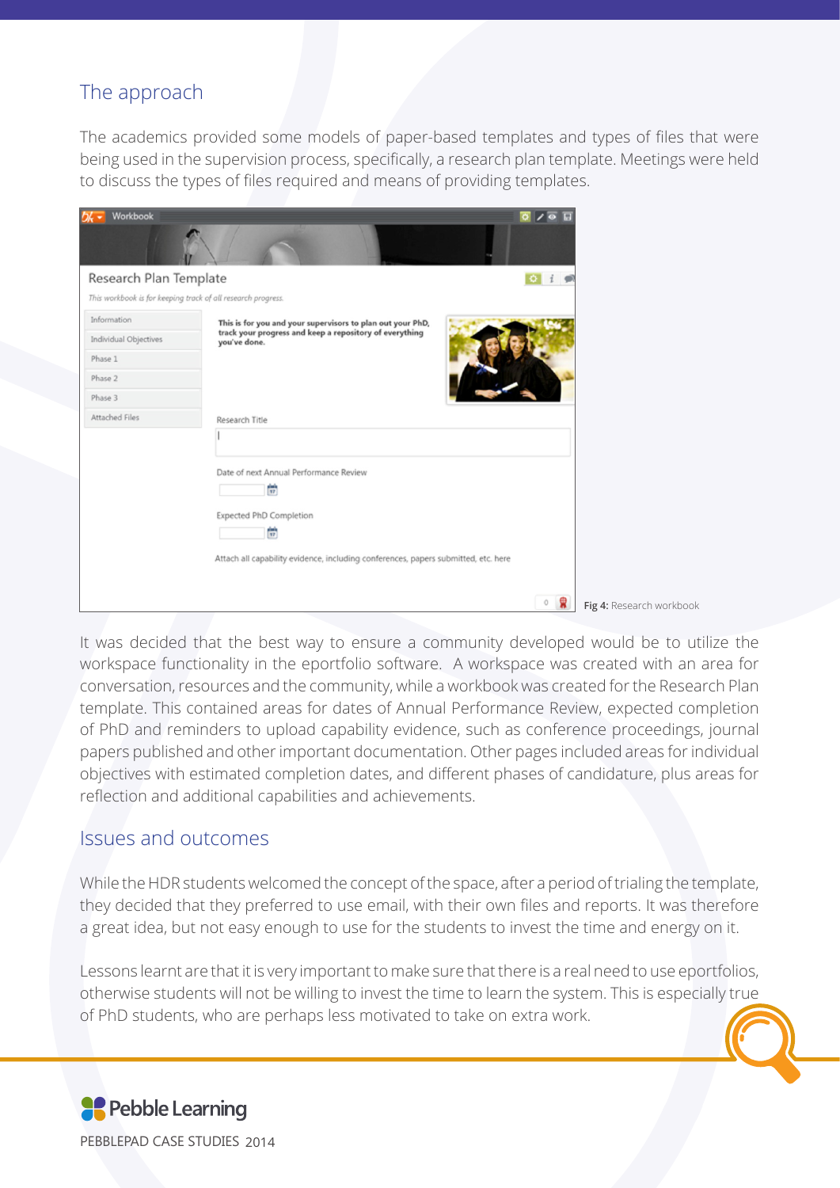## The approach

The academics provided some models of paper-based templates and types of files that were being used in the supervision process, specifically, a research plan template. Meetings were held to discuss the types of files required and means of providing templates.

**Fig 4:** Research workbook

It was decided that the best way to ensure a community developed would be to utilize the workspace functionality in the eportfolio software. A workspace was created with an area for conversation, resources and the community, while a workbook was created for the Research Plan template. This contained areas for dates of Annual Performance Review, expected completion of PhD and reminders to upload capability evidence, such as conference proceedings, journal papers published and other important documentation. Other pages included areas for individual objectives with estimated completion dates, and different phases of candidature, plus areas for reflection and additional capabilities and achievements.

## Issues and outcomes

While the HDR students welcomed the concept of the space, after a period of trialing the template, they decided that they preferred to use email, with their own files and reports. It was therefore a great idea, but not easy enough to use for the students to invest the time and energy on it.

Lessons learnt are that it is very important to make sure that there is a real need to use eportfolios, otherwise students will not be willing to invest the time to learn the system. This is especially true of PhD students, who are perhaps less motivated to take on extra work.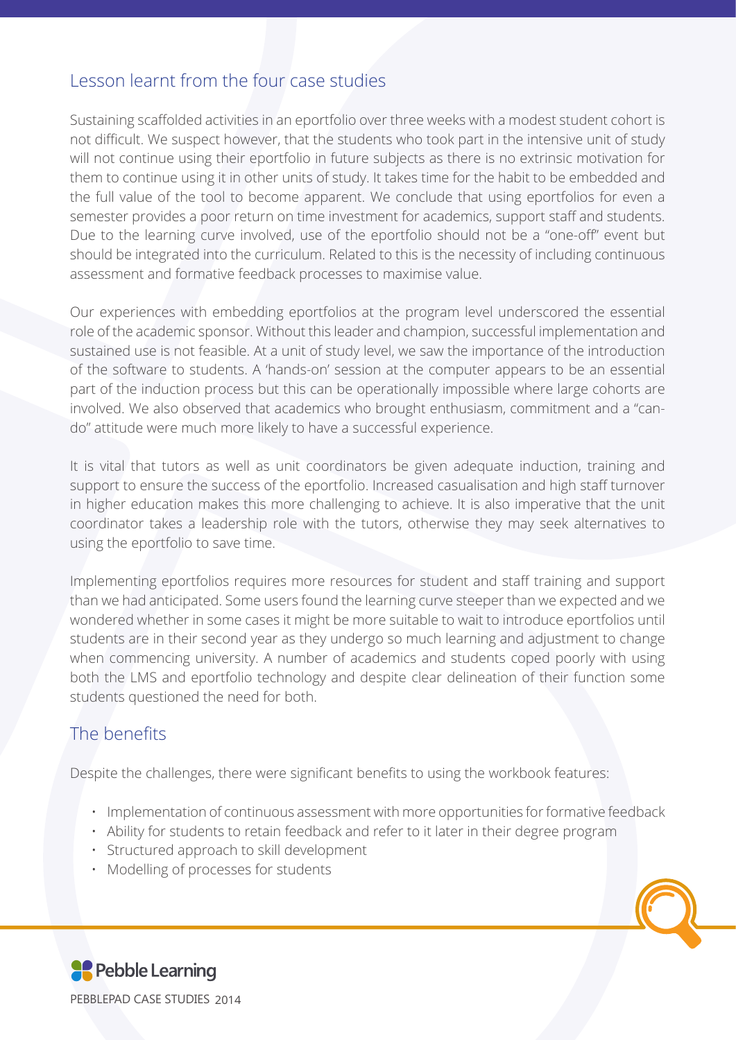## Lesson learnt from the four case studies

Sustaining scaffolded activities in an eportfolio over three weeks with a modest student cohort is not difficult. We suspect however, that the students who took part in the intensive unit of study will not continue using their eportfolio in future subjects as there is no extrinsic motivation for them to continue using it in other units of study. It takes time for the habit to be embedded and the full value of the tool to become apparent. We conclude that using eportfolios for even a semester provides a poor return on time investment for academics, support staff and students. Due to the learning curve involved, use of the eportfolio should not be a "one-off" event but should be integrated into the curriculum. Related to this is the necessity of including continuous assessment and formative feedback processes to maximise value.

Our experiences with embedding eportfolios at the program level underscored the essential role of the academic sponsor. Without this leader and champion, successful implementation and sustained use is not feasible. At a unit of study level, we saw the importance of the introduction of the software to students. A 'hands-on' session at the computer appears to be an essential part of the induction process but this can be operationally impossible where large cohorts are involved. We also observed that academics who brought enthusiasm, commitment and a "can-do" attitude were much more likely to have a successful experience.

It is vital that tutors as well as unit coordinators be given adequate induction, training and support to ensure the success of the eportfolio. Increased casualisation and high staff turnover in higher education makes this more challenging to achieve. It is also imperative that the unit coordinator takes a leadership role with the tutors, otherwise they may seek alternatives to using the eportfolio to save time.

Implementing eportfolios requires more resources for student and staff training and support than we had anticipated. Some users found the learning curve steeper than we expected and we wondered whether in some cases it might be more suitable to wait to introduce eportfolios until students are in their second year as they undergo so much learning and adjustment to change when commencing university. A number of academics and students coped poorly with using both the LMS and eportfolio technology and despite clear delineation of their function some students questioned the need for both.

## The benefits

Despite the challenges, there were significant benefits to using the workbook features:

- Implementation of continuous assessment with more opportunities for formative feedback
- Ability for students to retain feedback and refer to it later in their degree program
- Structured approach to skill development
- Modelling of processes for students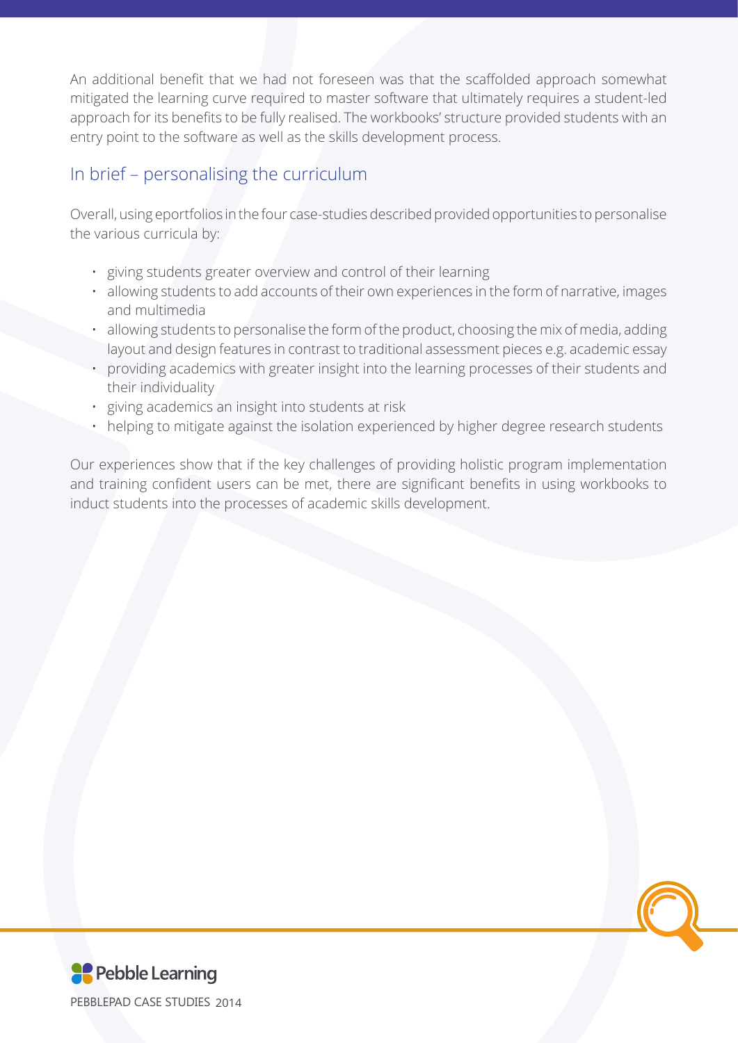An additional benefit that we had not foreseen was that the scaffolded approach somewhat mitigated the learning curve required to master software that ultimately requires a student-led approach for its benefits to be fully realised. The workbooks' structure provided students with an entry point to the software as well as the skills development process.

## In brief – personalising the curriculum

Overall, using eportfolios in the four case-studies described provided opportunities to personalise the various curricula by:

- giving students greater overview and control of their learning
- allowing students to add accounts of their own experiences in the form of narrative, images and multimedia
- allowing students to personalise the form of the product, choosing the mix of media, adding layout and design features in contrast to traditional assessment pieces e.g. academic essay
- providing academics with greater insight into the learning processes of their students and their individuality
- giving academics an insight into students at risk
- helping to mitigate against the isolation experienced by higher degree research students

Our experiences show that if the key challenges of providing holistic program implementation and training confident users can be met, there are significant benefits in using workbooks to induct students into the processes of academic skills development.